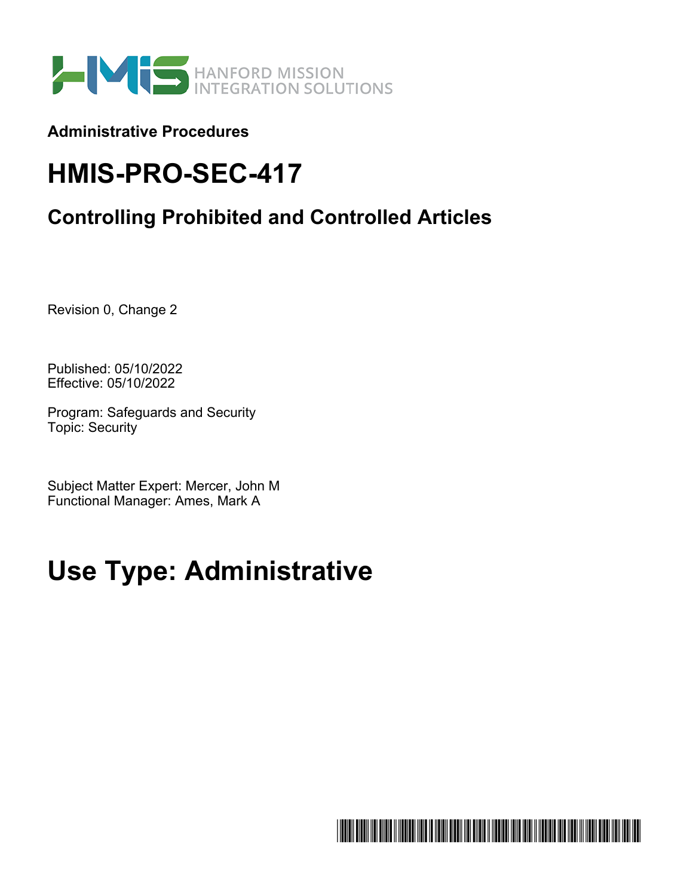HANFORD MISSION INTEGRATION SOLUTIONS

**Administrative Procedures**

# HMIS-PRO-SEC-417

## Controlling Prohibited and Controlled Articles

Revision 0, Change 2

Published: 05/10/2022
Effective: 05/10/2022

Program: Safeguards and Security
Topic: Security

Subject Matter Expert: Mercer, John M
Functional Manager: Ames, Mark A

# Use Type: Administrative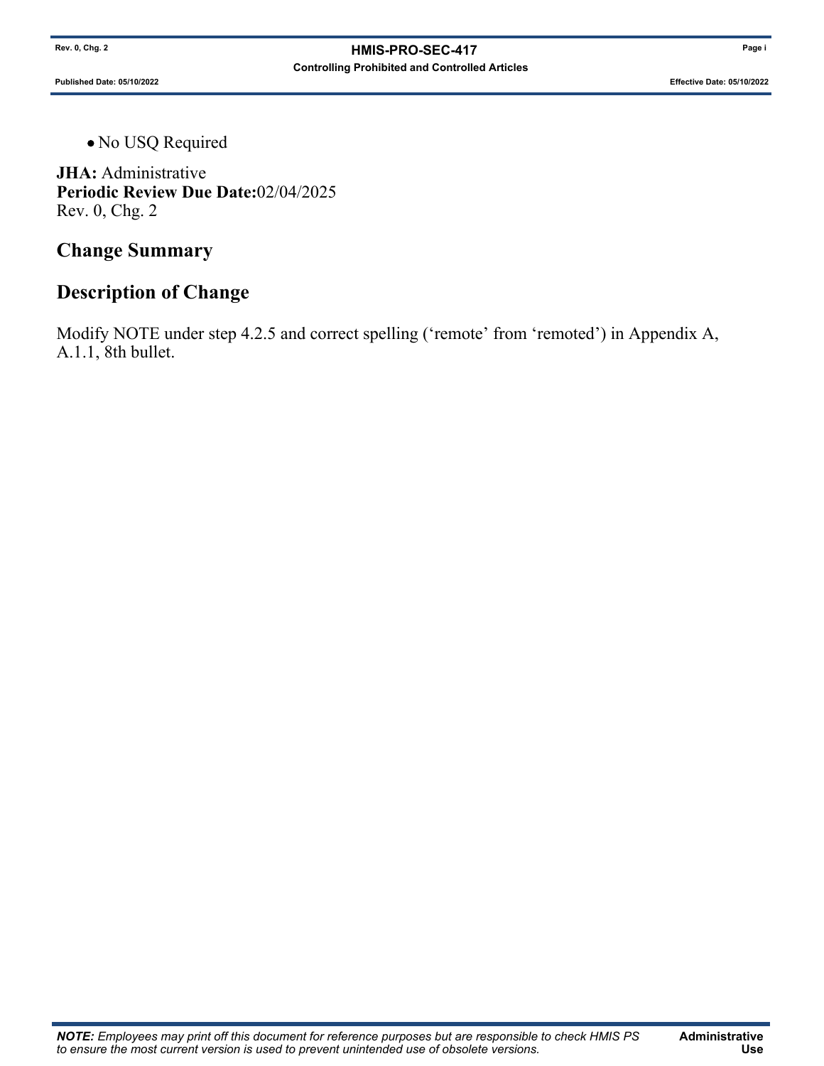- No USQ Required

**JHA:** Administrative
**Periodic Review Due Date:**02/04/2025
Rev. 0, Chg. 2

## Change Summary

## Description of Change

Modify NOTE under step 4.2.5 and correct spelling ('remote' from 'remoted') in Appendix A, A.1.1, 8th bullet.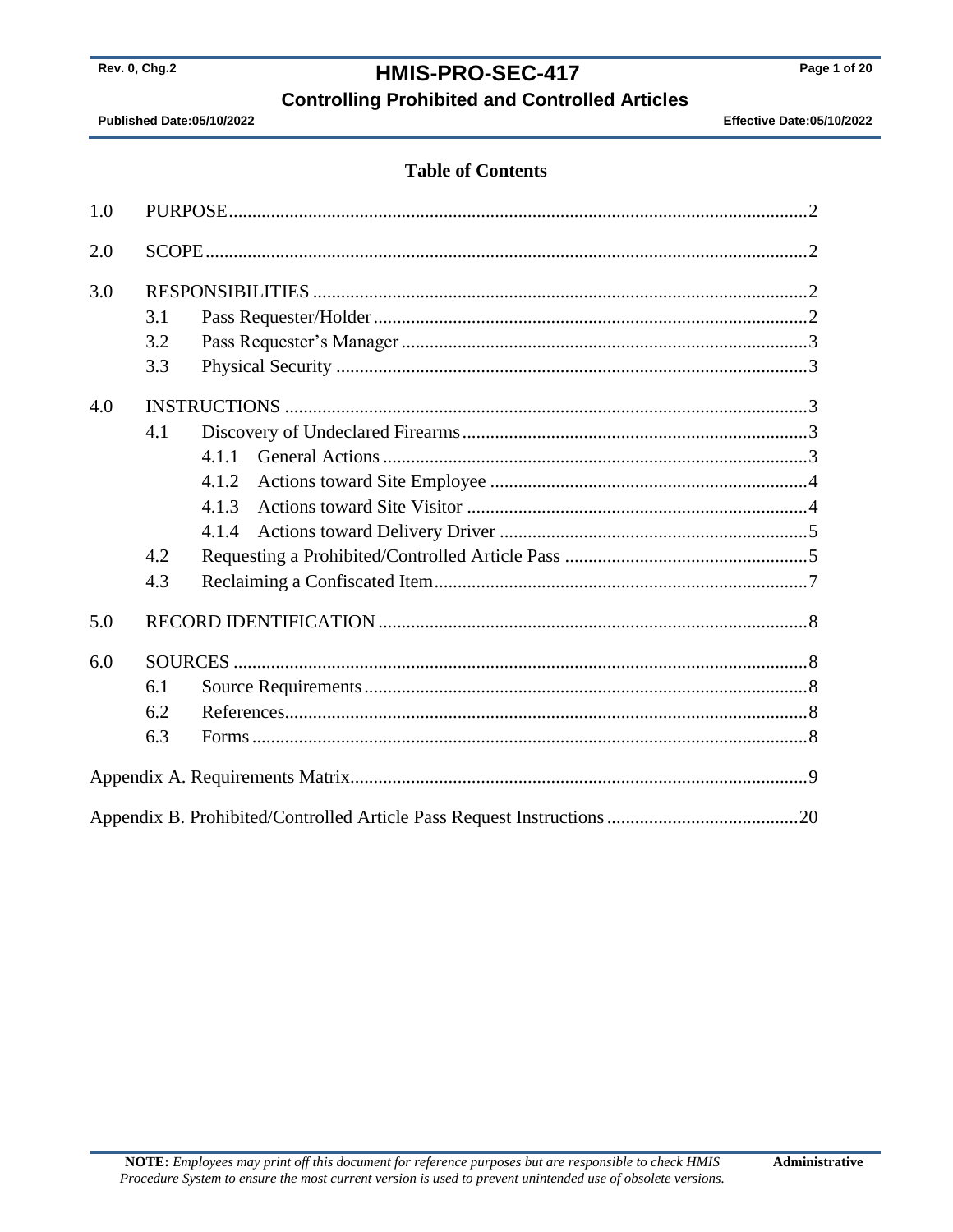## Table of Contents

| | | | |
|---|---|---|---|
| 1.0 | PURPOSE | | 2 |
| 2.0 | SCOPE | | 2 |
| 3.0 | RESPONSIBILITIES | | 2 |
| | 3.1 | Pass Requester/Holder | 2 |
| | 3.2 | Pass Requester's Manager | 3 |
| | 3.3 | Physical Security | 3 |
| 4.0 | INSTRUCTIONS | | 3 |
| | 4.1 | Discovery of Undeclared Firearms | 3 |
| | | 4.1.1 General Actions | 3 |
| | | 4.1.2 Actions toward Site Employee | 4 |
| | | 4.1.3 Actions toward Site Visitor | 4 |
| | | 4.1.4 Actions toward Delivery Driver | 5 |
| | 4.2 | Requesting a Prohibited/Controlled Article Pass | 5 |
| | 4.3 | Reclaiming a Confiscated Item | 7 |
| 5.0 | RECORD IDENTIFICATION | | 8 |
| 6.0 | SOURCES | | 8 |
| | 6.1 | Source Requirements | 8 |
| | 6.2 | References | 8 |
| | 6.3 | Forms | 8 |
| Appendix A. Requirements Matrix | | | 9 |
| Appendix B. Prohibited/Controlled Article Pass Request Instructions | | | 20 |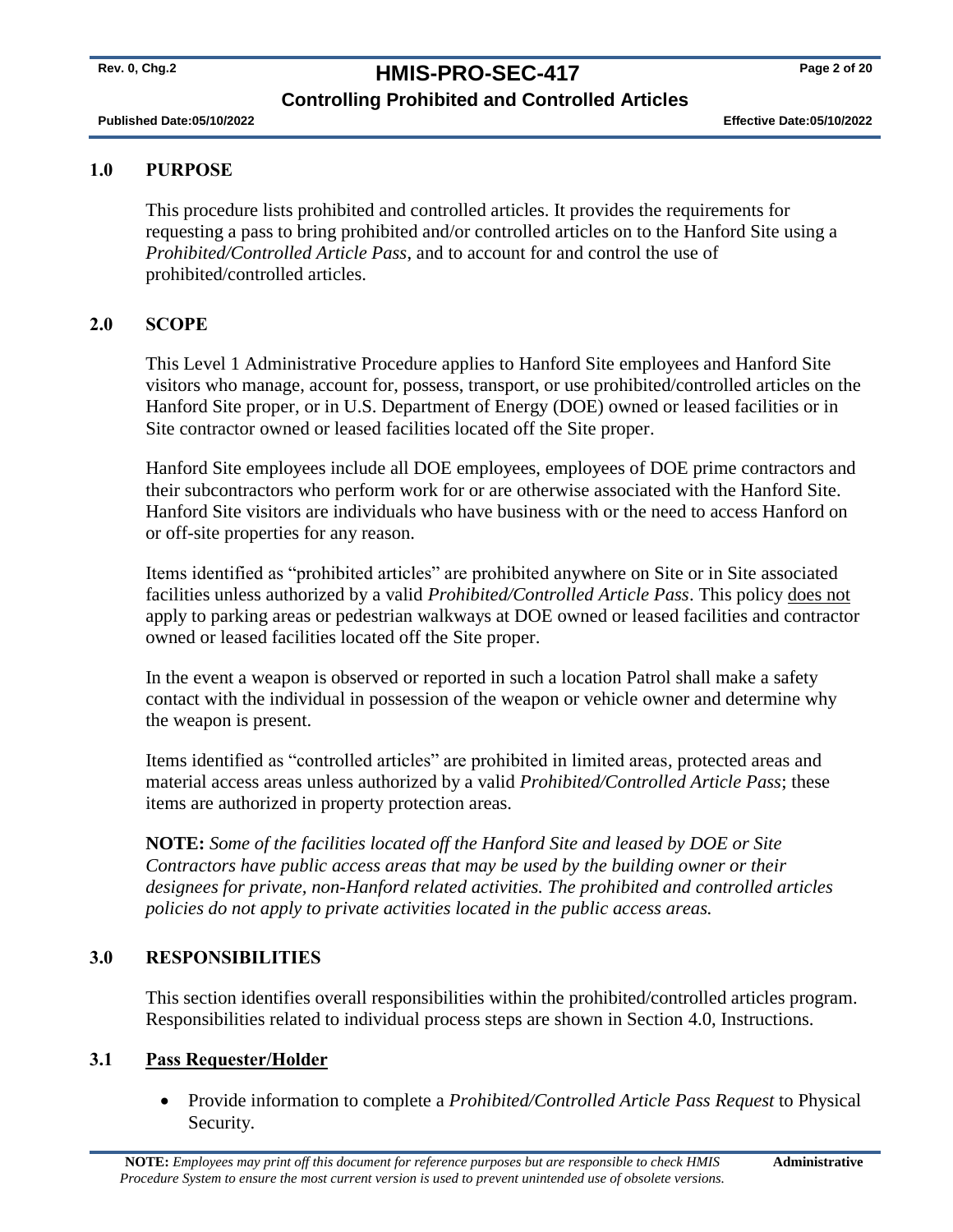## 1.0 PURPOSE

This procedure lists prohibited and controlled articles. It provides the requirements for requesting a pass to bring prohibited and/or controlled articles on to the Hanford Site using a *Prohibited/Controlled Article Pass*, and to account for and control the use of prohibited/controlled articles.

## 2.0 SCOPE

This Level 1 Administrative Procedure applies to Hanford Site employees and Hanford Site visitors who manage, account for, possess, transport, or use prohibited/controlled articles on the Hanford Site proper, or in U.S. Department of Energy (DOE) owned or leased facilities or in Site contractor owned or leased facilities located off the Site proper.

Hanford Site employees include all DOE employees, employees of DOE prime contractors and their subcontractors who perform work for or are otherwise associated with the Hanford Site. Hanford Site visitors are individuals who have business with or the need to access Hanford on or off-site properties for any reason.

Items identified as "prohibited articles" are prohibited anywhere on Site or in Site associated facilities unless authorized by a valid *Prohibited/Controlled Article Pass*. This policy does not apply to parking areas or pedestrian walkways at DOE owned or leased facilities and contractor owned or leased facilities located off the Site proper.

In the event a weapon is observed or reported in such a location Patrol shall make a safety contact with the individual in possession of the weapon or vehicle owner and determine why the weapon is present.

Items identified as "controlled articles" are prohibited in limited areas, protected areas and material access areas unless authorized by a valid *Prohibited/Controlled Article Pass*; these items are authorized in property protection areas.

**NOTE:** *Some of the facilities located off the Hanford Site and leased by DOE or Site Contractors have public access areas that may be used by the building owner or their designees for private, non-Hanford related activities. The prohibited and controlled articles policies do not apply to private activities located in the public access areas.*

## 3.0 RESPONSIBILITIES

This section identifies overall responsibilities within the prohibited/controlled articles program. Responsibilities related to individual process steps are shown in Section 4.0, Instructions.

### 3.1 Pass Requester/Holder

- Provide information to complete a *Prohibited/Controlled Article Pass Request* to Physical Security.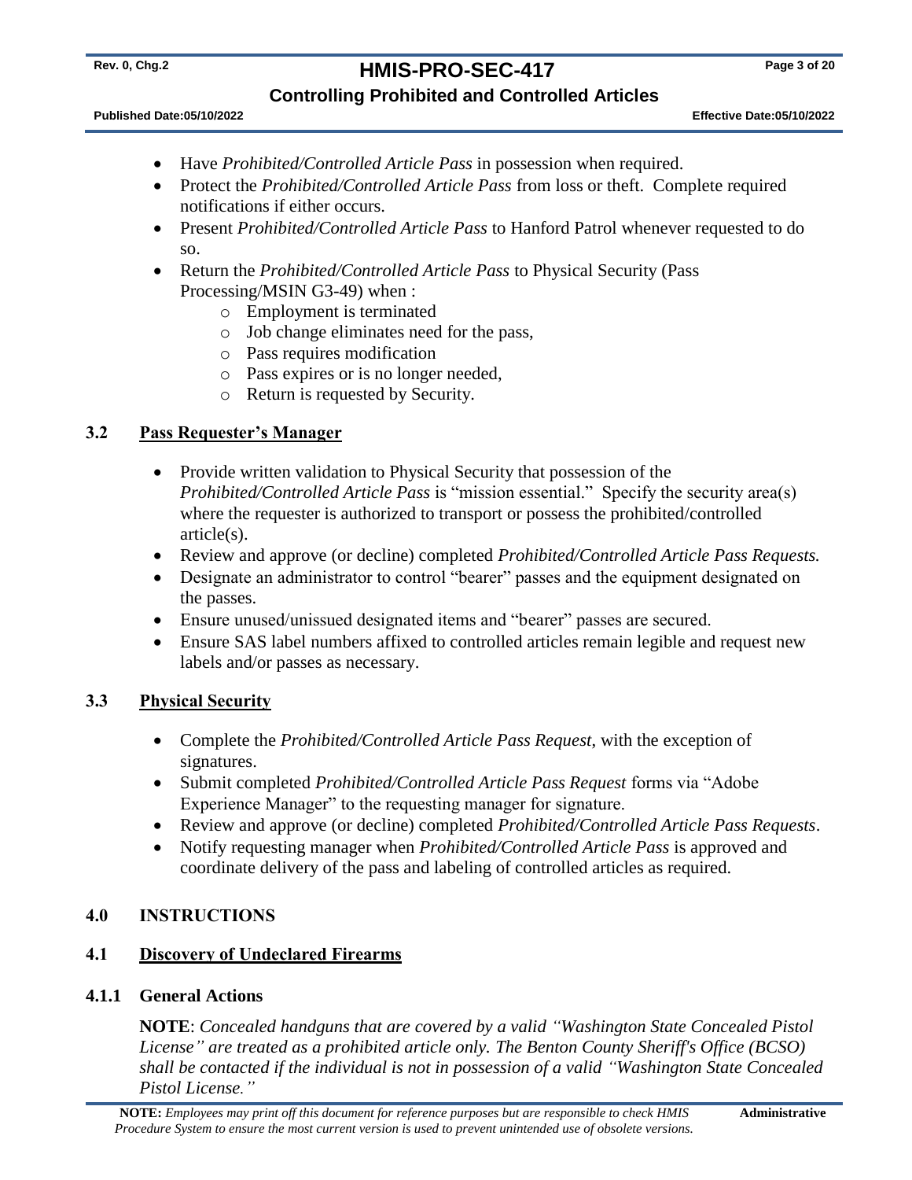- Have *Prohibited/Controlled Article Pass* in possession when required.
- Protect the *Prohibited/Controlled Article Pass* from loss or theft. Complete required notifications if either occurs.
- Present *Prohibited/Controlled Article Pass* to Hanford Patrol whenever requested to do so.
- Return the *Prohibited/Controlled Article Pass* to Physical Security (Pass Processing/MSIN G3-49) when :
  - Employment is terminated
  - Job change eliminates need for the pass,
  - Pass requires modification
  - Pass expires or is no longer needed,
  - Return is requested by Security.

### 3.2 Pass Requester's Manager

- Provide written validation to Physical Security that possession of the *Prohibited/Controlled Article Pass* is "mission essential." Specify the security area(s) where the requester is authorized to transport or possess the prohibited/controlled article(s).
- Review and approve (or decline) completed *Prohibited/Controlled Article Pass Requests.*
- Designate an administrator to control "bearer" passes and the equipment designated on the passes.
- Ensure unused/unissued designated items and "bearer" passes are secured.
- Ensure SAS label numbers affixed to controlled articles remain legible and request new labels and/or passes as necessary.

### 3.3 Physical Security

- Complete the *Prohibited/Controlled Article Pass Request*, with the exception of signatures.
- Submit completed *Prohibited/Controlled Article Pass Request* forms via "Adobe Experience Manager" to the requesting manager for signature.
- Review and approve (or decline) completed *Prohibited/Controlled Article Pass Requests*.
- Notify requesting manager when *Prohibited/Controlled Article Pass* is approved and coordinate delivery of the pass and labeling of controlled articles as required.

## 4.0 INSTRUCTIONS

### 4.1 Discovery of Undeclared Firearms

#### 4.1.1 General Actions

**NOTE**: *Concealed handguns that are covered by a valid "Washington State Concealed Pistol License" are treated as a prohibited article only. The Benton County Sheriff's Office (BCSO) shall be contacted if the individual is not in possession of a valid "Washington State Concealed Pistol License."*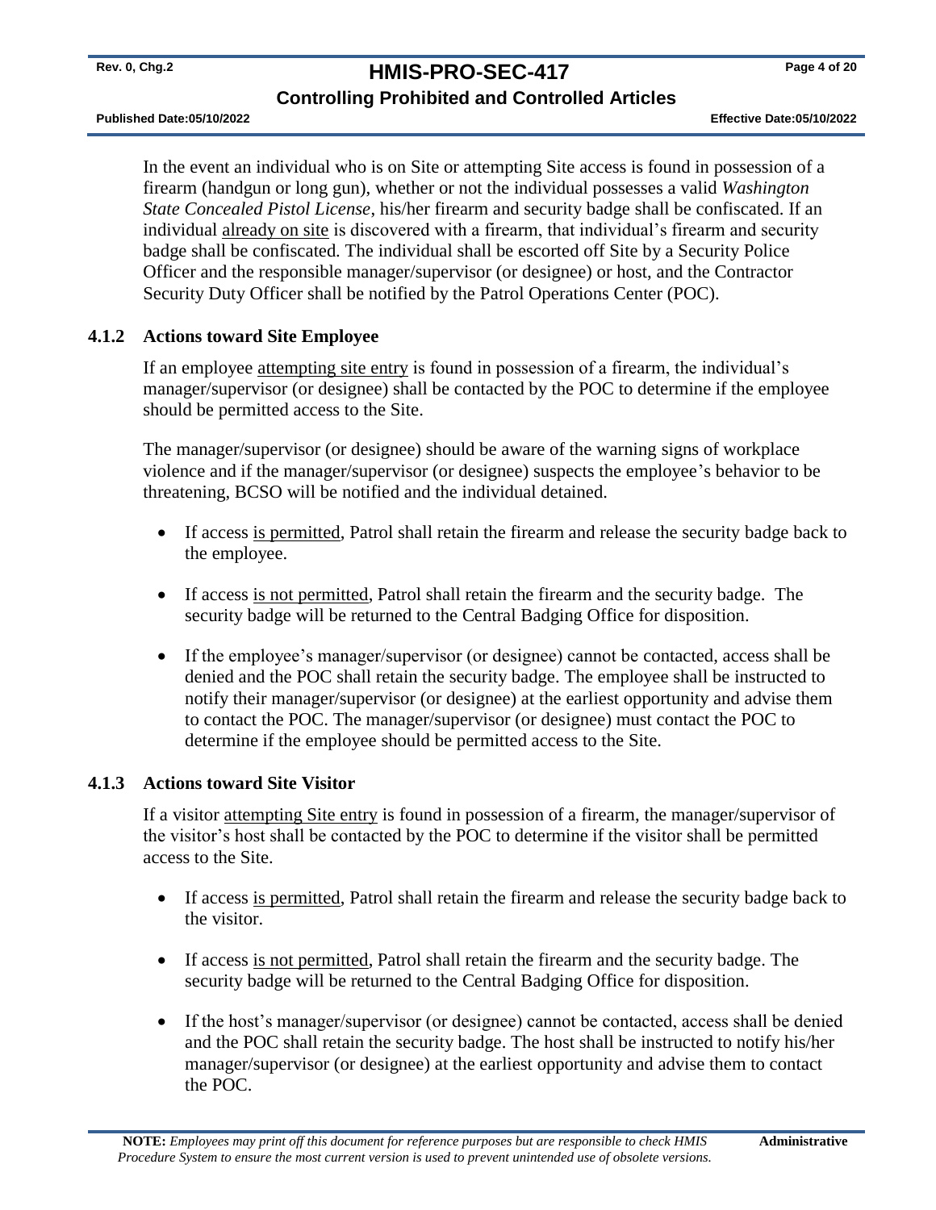In the event an individual who is on Site or attempting Site access is found in possession of a firearm (handgun or long gun), whether or not the individual possesses a valid *Washington State Concealed Pistol License,* his/her firearm and security badge shall be confiscated. If an individual already on site is discovered with a firearm, that individual's firearm and security badge shall be confiscated. The individual shall be escorted off Site by a Security Police Officer and the responsible manager/supervisor (or designee) or host, and the Contractor Security Duty Officer shall be notified by the Patrol Operations Center (POC).

### 4.1.2 Actions toward Site Employee

If an employee attempting site entry is found in possession of a firearm, the individual's manager/supervisor (or designee) shall be contacted by the POC to determine if the employee should be permitted access to the Site.

The manager/supervisor (or designee) should be aware of the warning signs of workplace violence and if the manager/supervisor (or designee) suspects the employee's behavior to be threatening, BCSO will be notified and the individual detained.

- If access is permitted, Patrol shall retain the firearm and release the security badge back to the employee.
- If access is not permitted, Patrol shall retain the firearm and the security badge. The security badge will be returned to the Central Badging Office for disposition.
- If the employee's manager/supervisor (or designee) cannot be contacted, access shall be denied and the POC shall retain the security badge. The employee shall be instructed to notify their manager/supervisor (or designee) at the earliest opportunity and advise them to contact the POC. The manager/supervisor (or designee) must contact the POC to determine if the employee should be permitted access to the Site.

### 4.1.3 Actions toward Site Visitor

If a visitor attempting Site entry is found in possession of a firearm, the manager/supervisor of the visitor's host shall be contacted by the POC to determine if the visitor shall be permitted access to the Site.

- If access is permitted, Patrol shall retain the firearm and release the security badge back to the visitor.
- If access is not permitted, Patrol shall retain the firearm and the security badge. The security badge will be returned to the Central Badging Office for disposition.
- If the host's manager/supervisor (or designee) cannot be contacted, access shall be denied and the POC shall retain the security badge. The host shall be instructed to notify his/her manager/supervisor (or designee) at the earliest opportunity and advise them to contact the POC.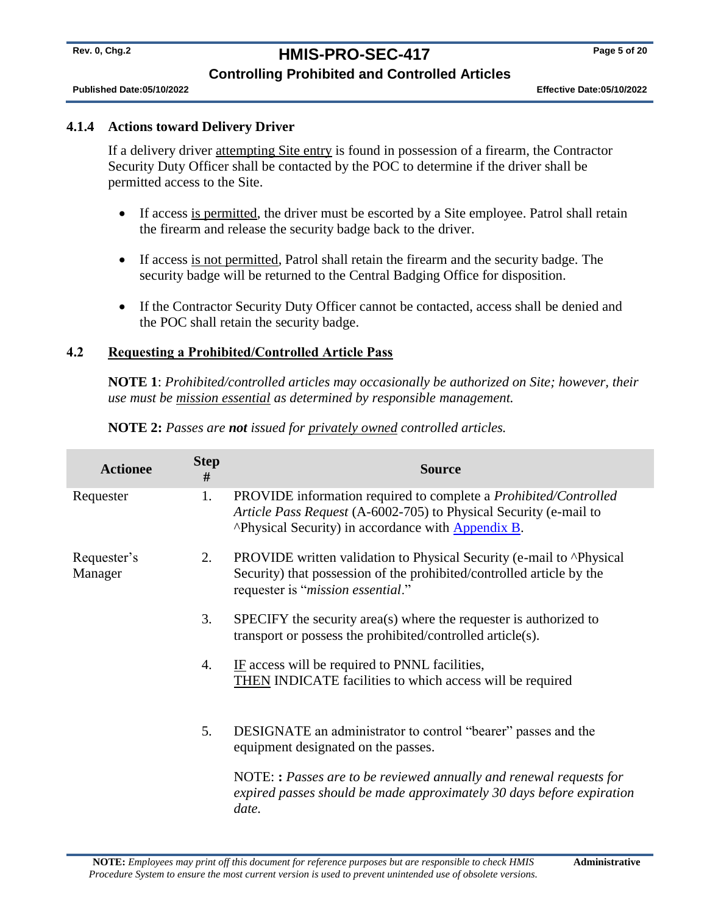### 4.1.4 Actions toward Delivery Driver

If a delivery driver attempting Site entry is found in possession of a firearm, the Contractor Security Duty Officer shall be contacted by the POC to determine if the driver shall be permitted access to the Site.

- If access is permitted, the driver must be escorted by a Site employee. Patrol shall retain the firearm and release the security badge back to the driver.
- If access is not permitted, Patrol shall retain the firearm and the security badge. The security badge will be returned to the Central Badging Office for disposition.
- If the Contractor Security Duty Officer cannot be contacted, access shall be denied and the POC shall retain the security badge.

## 4.2 Requesting a Prohibited/Controlled Article Pass

**NOTE 1**: *Prohibited/controlled articles may occasionally be authorized on Site; however, their use must be mission essential as determined by responsible management.*

**NOTE 2:** *Passes are* ***not*** *issued for privately owned controlled articles.*

| Actionee | Step # | Source |
|---|---|---|
| Requester | 1. | PROVIDE information required to complete a *Prohibited/Controlled Article Pass Request* (A-6002-705) to Physical Security (e-mail to ^Physical Security) in accordance with Appendix B. |
| Requester's Manager | 2. | PROVIDE written validation to Physical Security (e-mail to ^Physical Security) that possession of the prohibited/controlled article by the requester is "*mission essential*." |
| | 3. | SPECIFY the security area(s) where the requester is authorized to transport or possess the prohibited/controlled article(s). |
| | 4. | IF access will be required to PNNL facilities, THEN INDICATE facilities to which access will be required |
| | 5. | DESIGNATE an administrator to control "bearer" passes and the equipment designated on the passes. NOTE: **:** *Passes are to be reviewed annually and renewal requests for expired passes should be made approximately 30 days before expiration date.* |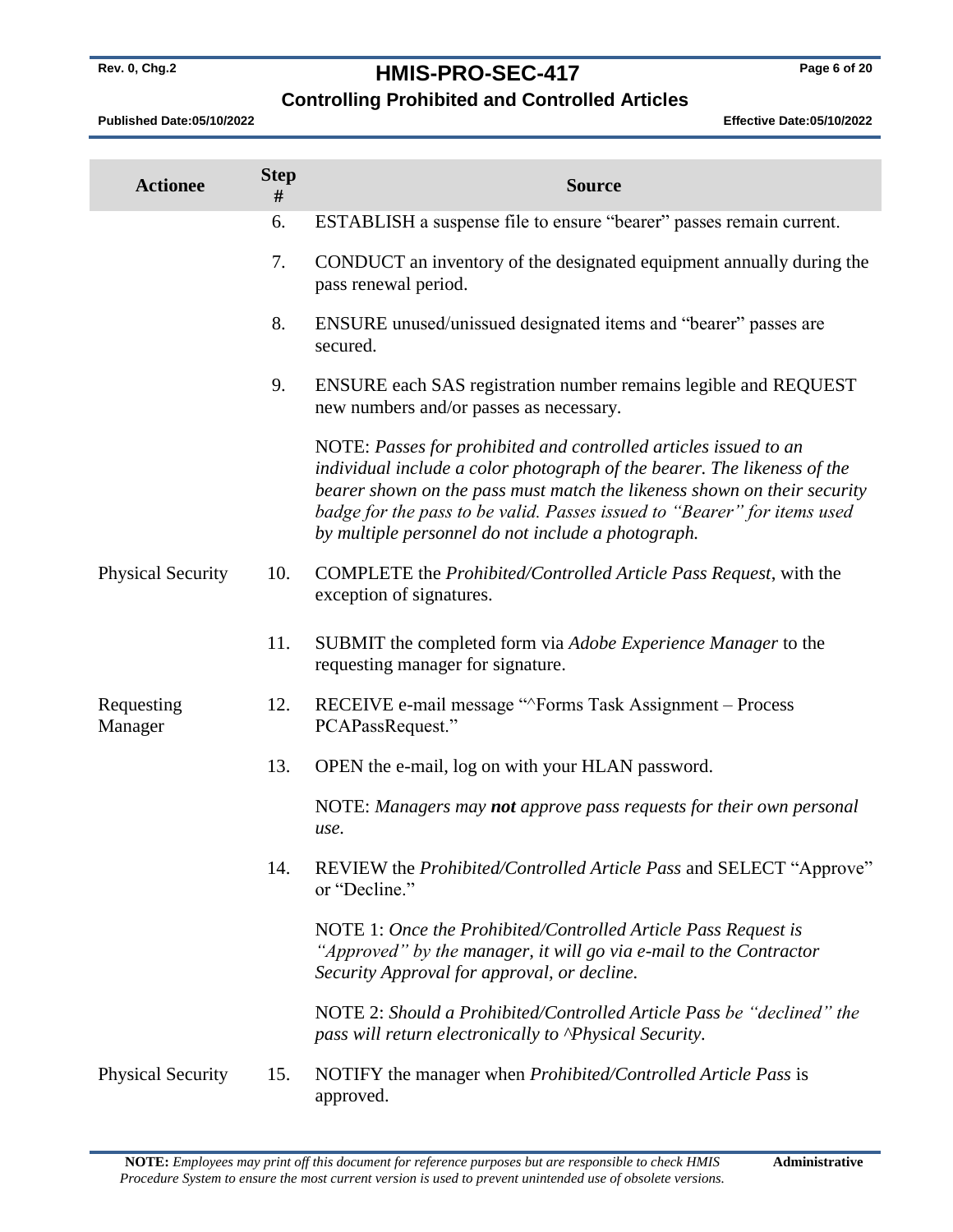| Actionee | Step # | Source |
|---|---|---|
| | 6. | ESTABLISH a suspense file to ensure "bearer" passes remain current. |
| | 7. | CONDUCT an inventory of the designated equipment annually during the pass renewal period. |
| | 8. | ENSURE unused/unissued designated items and "bearer" passes are secured. |
| | 9. | ENSURE each SAS registration number remains legible and REQUEST new numbers and/or passes as necessary. |
| | | NOTE: *Passes for prohibited and controlled articles issued to an individual include a color photograph of the bearer. The likeness of the bearer shown on the pass must match the likeness shown on their security badge for the pass to be valid. Passes issued to "Bearer" for items used by multiple personnel do not include a photograph.* |
| Physical Security | 10. | COMPLETE the *Prohibited/Controlled Article Pass Request*, with the exception of signatures. |
| | 11. | SUBMIT the completed form via *Adobe Experience Manager* to the requesting manager for signature. |
| Requesting Manager | 12. | RECEIVE e-mail message "^Forms Task Assignment – Process PCAPassRequest." |
| | 13. | OPEN the e-mail, log on with your HLAN password. |
| | | NOTE: *Managers may **not** approve pass requests for their own personal use.* |
| | 14. | REVIEW the *Prohibited/Controlled Article Pass* and SELECT "Approve" or "Decline." |
| | | NOTE 1: *Once the Prohibited/Controlled Article Pass Request is "Approved" by the manager, it will go via e-mail to the Contractor Security Approval for approval, or decline.* |
| | | NOTE 2: *Should a Prohibited/Controlled Article Pass be "declined" the pass will return electronically to ^Physical Security.* |
| Physical Security | 15. | NOTIFY the manager when *Prohibited/Controlled Article Pass* is approved. |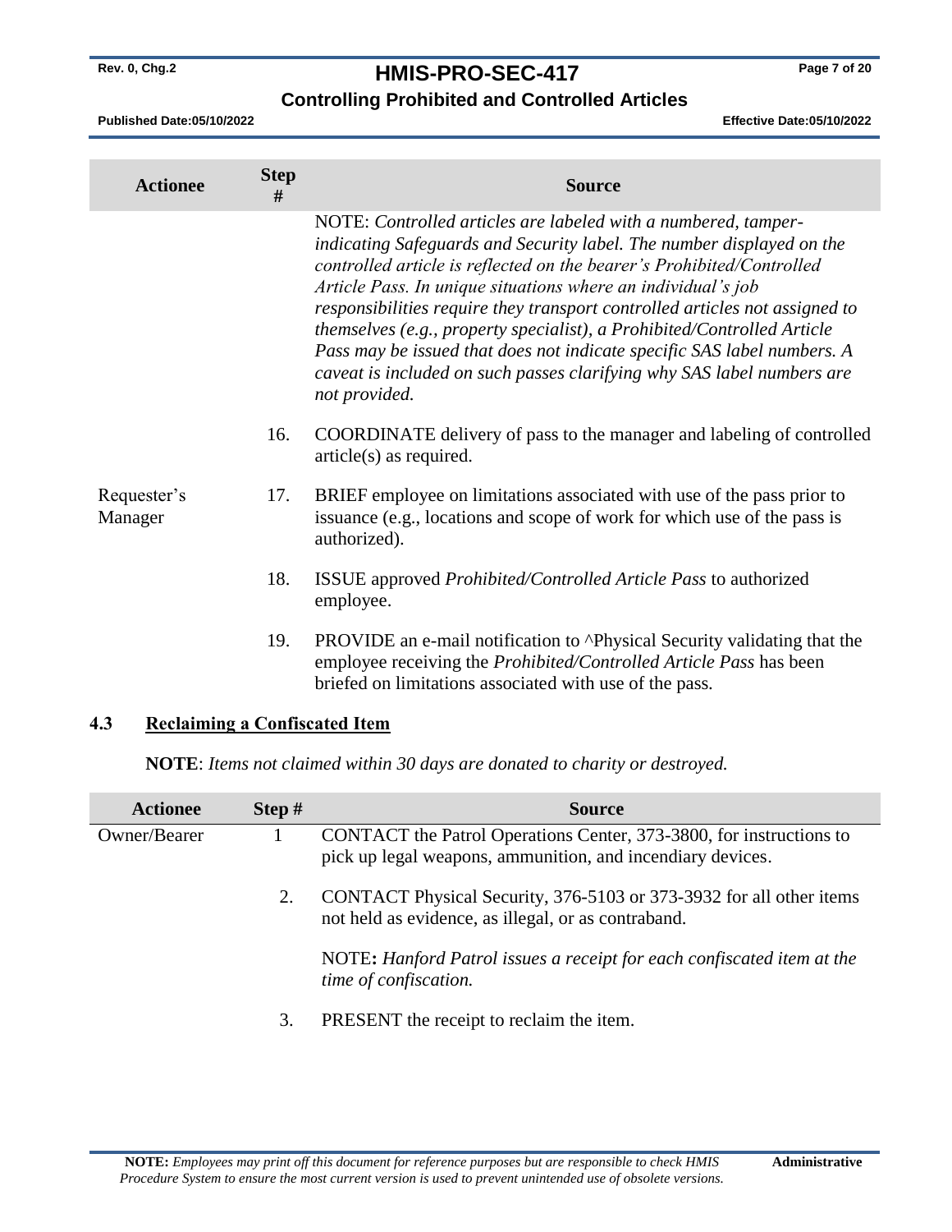| Actionee | Step # | Source |
|---|---|---|
| | | NOTE: *Controlled articles are labeled with a numbered, tamper-indicating Safeguards and Security label. The number displayed on the controlled article is reflected on the bearer's Prohibited/Controlled Article Pass. In unique situations where an individual's job responsibilities require they transport controlled articles not assigned to themselves (e.g., property specialist), a Prohibited/Controlled Article Pass may be issued that does not indicate specific SAS label numbers. A caveat is included on such passes clarifying why SAS label numbers are not provided.* |
| | 16. | COORDINATE delivery of pass to the manager and labeling of controlled article(s) as required. |
| Requester's Manager | 17. | BRIEF employee on limitations associated with use of the pass prior to issuance (e.g., locations and scope of work for which use of the pass is authorized). |
| | 18. | ISSUE approved *Prohibited/Controlled Article Pass* to authorized employee. |
| | 19. | PROVIDE an e-mail notification to ^Physical Security validating that the employee receiving the *Prohibited/Controlled Article Pass* has been briefed on limitations associated with use of the pass. |

## 4.3 Reclaiming a Confiscated Item

**NOTE**: *Items not claimed within 30 days are donated to charity or destroyed.*

| Actionee | Step # | Source |
|---|---|---|
| Owner/Bearer | 1 | CONTACT the Patrol Operations Center, 373-3800, for instructions to pick up legal weapons, ammunition, and incendiary devices. |
| | 2. | CONTACT Physical Security, 376-5103 or 373-3932 for all other items not held as evidence, as illegal, or as contraband. |
| | | NOTE**:** *Hanford Patrol issues a receipt for each confiscated item at the time of confiscation.* |
| | 3. | PRESENT the receipt to reclaim the item. |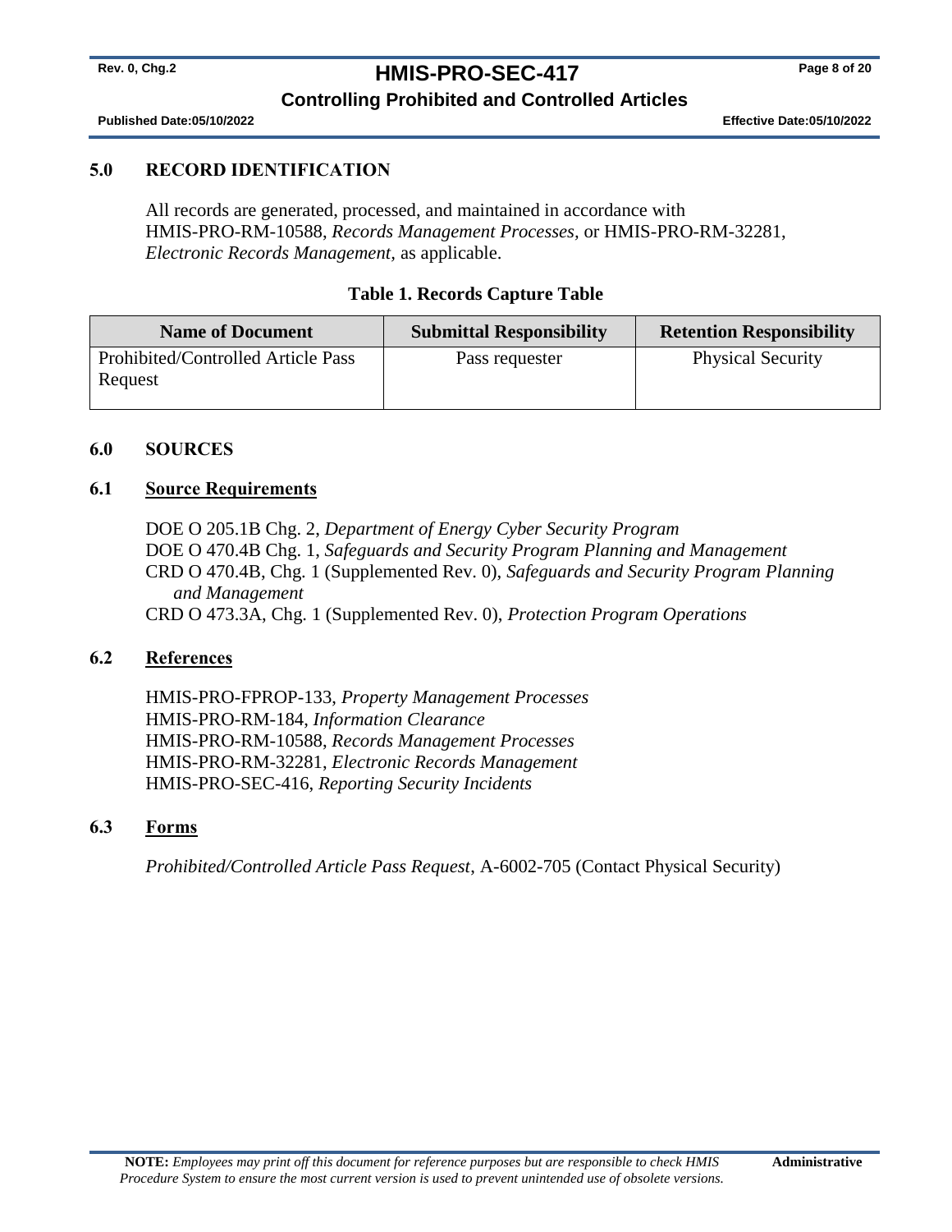## 5.0 RECORD IDENTIFICATION

All records are generated, processed, and maintained in accordance with HMIS-PRO-RM-10588, *Records Management Processes,* or HMIS-PRO-RM-32281, *Electronic Records Management,* as applicable.

**Table 1. Records Capture Table**

| Name of Document | Submittal Responsibility | Retention Responsibility |
|---|---|---|
| Prohibited/Controlled Article Pass Request | Pass requester | Physical Security |

## 6.0 SOURCES

### 6.1 Source Requirements

DOE O 205.1B Chg. 2, *Department of Energy Cyber Security Program*
DOE O 470.4B Chg. 1, *Safeguards and Security Program Planning and Management*
CRD O 470.4B, Chg. 1 (Supplemented Rev. 0), *Safeguards and Security Program Planning and Management*
CRD O 473.3A, Chg. 1 (Supplemented Rev. 0), *Protection Program Operations*

### 6.2 References

HMIS-PRO-FPROP-133, *Property Management Processes*
HMIS-PRO-RM-184, *Information Clearance*
HMIS-PRO-RM-10588, *Records Management Processes*
HMIS-PRO-RM-32281, *Electronic Records Management*
HMIS-PRO-SEC-416, *Reporting Security Incidents*

### 6.3 Forms

*Prohibited/Controlled Article Pass Request*, A-6002-705 (Contact Physical Security)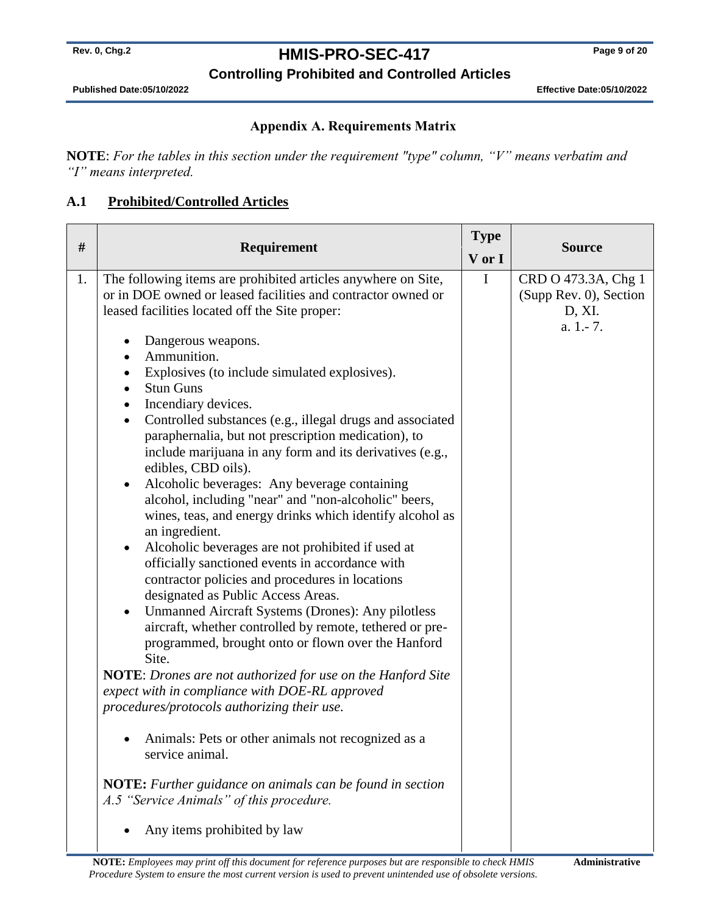## Appendix A. Requirements Matrix

**NOTE**: *For the tables in this section under the requirement "type" column, "V" means verbatim and "I" means interpreted.*

### A.1 Prohibited/Controlled Articles

| # | Requirement | Type V or I | Source |
|---|---|---|---|
| 1. | The following items are prohibited articles anywhere on Site, or in DOE owned or leased facilities and contractor owned or leased facilities located off the Site proper:<br><br>• Dangerous weapons.<br>• Ammunition.<br>• Explosives (to include simulated explosives).<br>• Stun Guns<br>• Incendiary devices.<br>• Controlled substances (e.g., illegal drugs and associated paraphernalia, but not prescription medication), to include marijuana in any form and its derivatives (e.g., edibles, CBD oils).<br>• Alcoholic beverages: Any beverage containing alcohol, including "near" and "non-alcoholic" beers, wines, teas, and energy drinks which identify alcohol as an ingredient.<br>• Alcoholic beverages are not prohibited if used at officially sanctioned events in accordance with contractor policies and procedures in locations designated as Public Access Areas.<br>• Unmanned Aircraft Systems (Drones): Any pilotless aircraft, whether controlled by remote, tethered or pre-programmed, brought onto or flown over the Hanford Site.<br>**NOTE**: *Drones are not authorized for use on the Hanford Site expect with in compliance with DOE-RL approved procedures/protocols authorizing their use.*<br><br>• Animals: Pets or other animals not recognized as a service animal.<br><br>**NOTE:** *Further guidance on animals can be found in section A.5 "Service Animals" of this procedure.*<br><br>• Any items prohibited by law | I | CRD O 473.3A, Chg 1 (Supp Rev. 0), Section D, XI. a. 1.- 7. |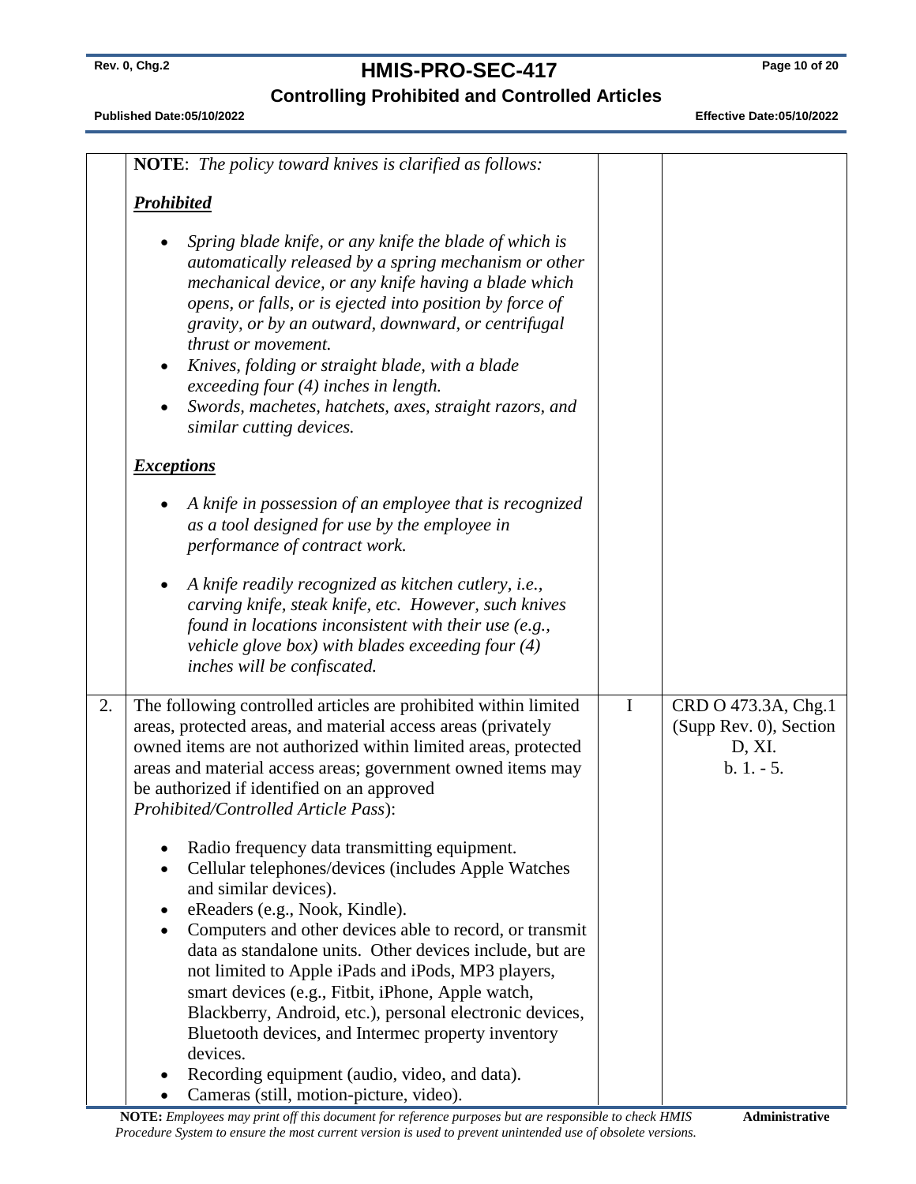| | | | |
|---|---|---|---|
| | **NOTE**: *The policy toward knives is clarified as follows:*<br><br>***Prohibited***<br><br>• *Spring blade knife, or any knife the blade of which is automatically released by a spring mechanism or other mechanical device, or any knife having a blade which opens, or falls, or is ejected into position by force of gravity, or by an outward, downward, or centrifugal thrust or movement.*<br>• *Knives, folding or straight blade, with a blade exceeding four (4) inches in length.*<br>• *Swords, machetes, hatchets, axes, straight razors, and similar cutting devices.*<br><br>***Exceptions***<br><br>• *A knife in possession of an employee that is recognized as a tool designed for use by the employee in performance of contract work.*<br><br>• *A knife readily recognized as kitchen cutlery, i.e., carving knife, steak knife, etc. However, such knives found in locations inconsistent with their use (e.g., vehicle glove box) with blades exceeding four (4) inches will be confiscated.* | | |
| 2. | The following controlled articles are prohibited within limited areas, protected areas, and material access areas (privately owned items are not authorized within limited areas, protected areas and material access areas; government owned items may be authorized if identified on an approved *Prohibited/Controlled Article Pass*):<br><br>• Radio frequency data transmitting equipment.<br>• Cellular telephones/devices (includes Apple Watches and similar devices).<br>• eReaders (e.g., Nook, Kindle).<br>• Computers and other devices able to record, or transmit data as standalone units. Other devices include, but are not limited to Apple iPads and iPods, MP3 players, smart devices (e.g., Fitbit, iPhone, Apple watch, Blackberry, Android, etc.), personal electronic devices, Bluetooth devices, and Intermec property inventory devices.<br>• Recording equipment (audio, video, and data).<br>• Cameras (still, motion-picture, video). | I | CRD O 473.3A, Chg.1 (Supp Rev. 0), Section D, XI. b. 1. - 5. |

**NOTE:** *Employees may print off this document for reference purposes but are responsible to check HMIS Procedure System to ensure the most current version is used to prevent unintended use of obsolete versions.*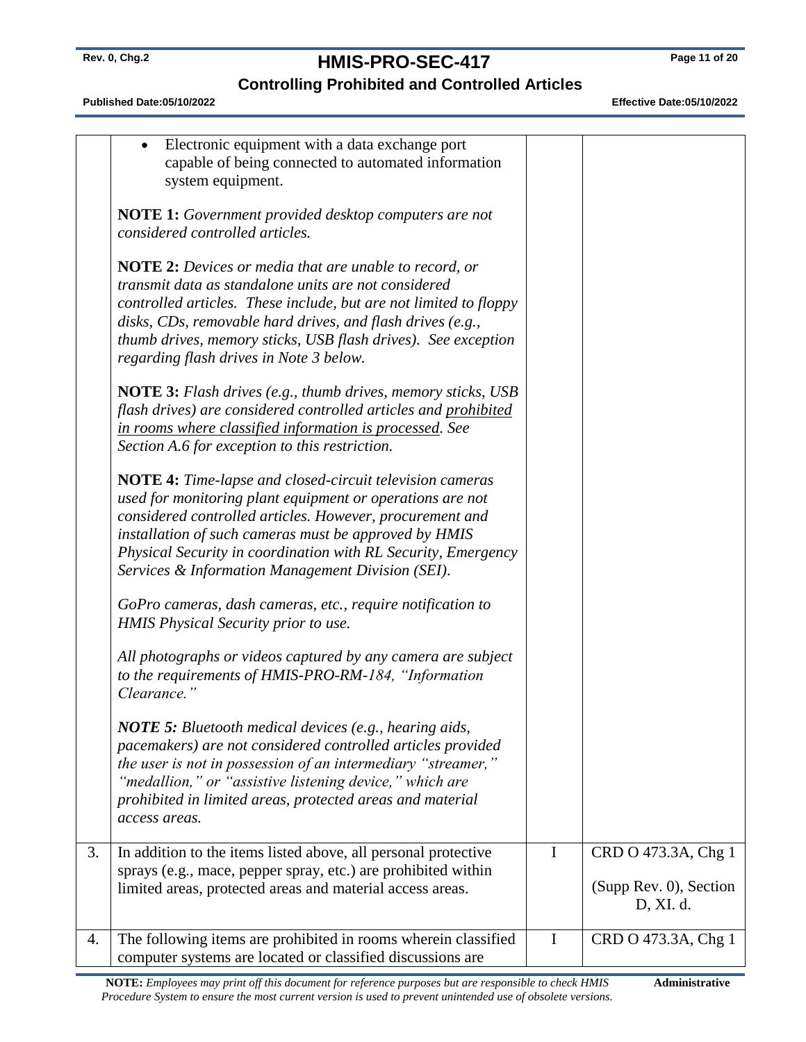| | | | |
|---|---|---|---|
| | • Electronic equipment with a data exchange port capable of being connected to automated information system equipment.<br><br>**NOTE 1:** *Government provided desktop computers are not considered controlled articles.*<br><br>**NOTE 2:** *Devices or media that are unable to record, or transmit data as standalone units are not considered controlled articles. These include, but are not limited to floppy disks, CDs, removable hard drives, and flash drives (e.g., thumb drives, memory sticks, USB flash drives). See exception regarding flash drives in Note 3 below.*<br><br>**NOTE 3:** *Flash drives (e.g., thumb drives, memory sticks, USB flash drives) are considered controlled articles and <u>prohibited in rooms where classified information is processed</u>. See Section A.6 for exception to this restriction.*<br><br>**NOTE 4:** *Time-lapse and closed-circuit television cameras used for monitoring plant equipment or operations are not considered controlled articles. However, procurement and installation of such cameras must be approved by HMIS Physical Security in coordination with RL Security, Emergency Services & Information Management Division (SEI).*<br><br>*GoPro cameras, dash cameras, etc., require notification to HMIS Physical Security prior to use.*<br><br>*All photographs or videos captured by any camera are subject to the requirements of HMIS-PRO-RM-184, "Information Clearance."*<br><br>***NOTE 5:*** *Bluetooth medical devices (e.g., hearing aids, pacemakers) are not considered controlled articles provided the user is not in possession of an intermediary "streamer," "medallion," or "assistive listening device," which are prohibited in limited areas, protected areas and material access areas.* | | |
| 3. | In addition to the items listed above, all personal protective sprays (e.g., mace, pepper spray, etc.) are prohibited within limited areas, protected areas and material access areas. | I | CRD O 473.3A, Chg 1<br><br>(Supp Rev. 0), Section D, XI. d. |
| 4. | The following items are prohibited in rooms wherein classified computer systems are located or classified discussions are | I | CRD O 473.3A, Chg 1 |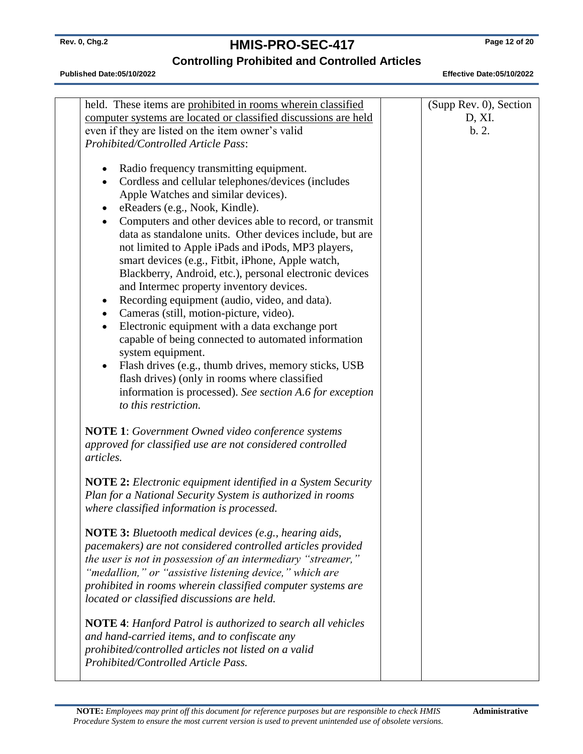| | | | |
|---|---|---|---|
| | held. These items are <u>prohibited in rooms wherein classified computer systems are located or classified discussions are held</u> even if they are listed on the item owner's valid *Prohibited/Controlled Article Pass*:<br><br>• Radio frequency transmitting equipment.<br>• Cordless and cellular telephones/devices (includes Apple Watches and similar devices).<br>• eReaders (e.g., Nook, Kindle).<br>• Computers and other devices able to record, or transmit data as standalone units. Other devices include, but are not limited to Apple iPads and iPods, MP3 players, smart devices (e.g., Fitbit, iPhone, Apple watch, Blackberry, Android, etc.), personal electronic devices and Intermec property inventory devices.<br>• Recording equipment (audio, video, and data).<br>• Cameras (still, motion-picture, video).<br>• Electronic equipment with a data exchange port capable of being connected to automated information system equipment.<br>• Flash drives (e.g., thumb drives, memory sticks, USB flash drives) (only in rooms where classified information is processed). *See section A.6 for exception to this restriction.*<br><br>**NOTE 1**: *Government Owned video conference systems approved for classified use are not considered controlled articles.*<br><br>**NOTE 2:** *Electronic equipment identified in a System Security Plan for a National Security System is authorized in rooms where classified information is processed.*<br><br>**NOTE 3:** *Bluetooth medical devices (e.g., hearing aids, pacemakers) are not considered controlled articles provided the user is not in possession of an intermediary "streamer," "medallion," or "assistive listening device," which are prohibited in rooms wherein classified computer systems are located or classified discussions are held.*<br><br>**NOTE 4**: *Hanford Patrol is authorized to search all vehicles and hand-carried items, and to confiscate any prohibited/controlled articles not listed on a valid Prohibited/Controlled Article Pass.* | | (Supp Rev. 0), Section D, XI. b. 2. |

**NOTE:** *Employees may print off this document for reference purposes but are responsible to check HMIS Procedure System to ensure the most current version is used to prevent unintended use of obsolete versions.*

**Administrative**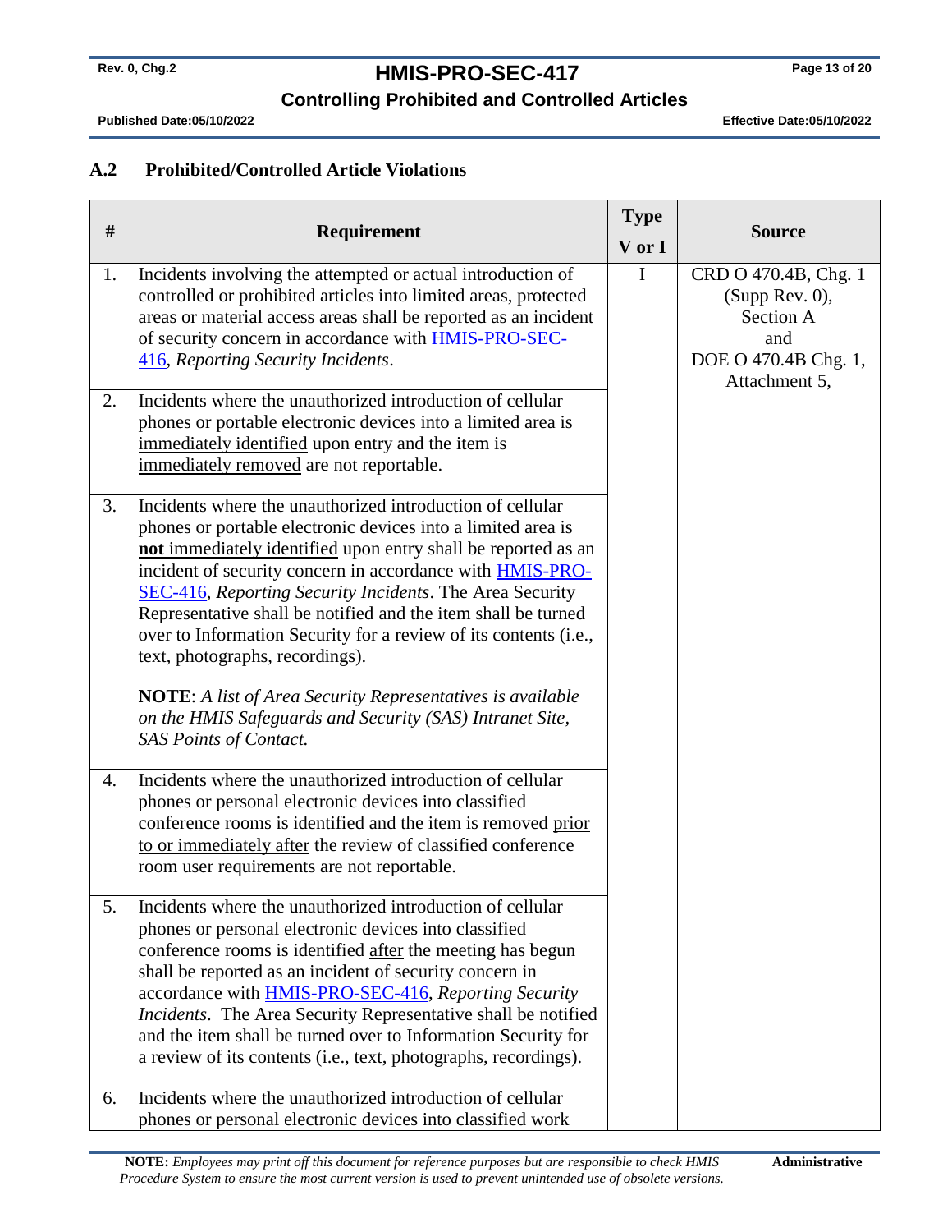### A.2 Prohibited/Controlled Article Violations

| # | Requirement | Type V or I | Source |
|---|---|---|---|
| 1. | Incidents involving the attempted or actual introduction of controlled or prohibited articles into limited areas, protected areas or material access areas shall be reported as an incident of security concern in accordance with HMIS-PRO-SEC-416, *Reporting Security Incidents*. | I | CRD O 470.4B, Chg. 1 (Supp Rev. 0), Section A and DOE O 470.4B Chg. 1, Attachment 5, |
| 2. | Incidents where the unauthorized introduction of cellular phones or portable electronic devices into a limited area is immediately identified upon entry and the item is immediately removed are not reportable. | | |
| 3. | Incidents where the unauthorized introduction of cellular phones or portable electronic devices into a limited area is **not** immediately identified upon entry shall be reported as an incident of security concern in accordance with HMIS-PRO-SEC-416, *Reporting Security Incidents*. The Area Security Representative shall be notified and the item shall be turned over to Information Security for a review of its contents (i.e., text, photographs, recordings).<br><br>**NOTE**: *A list of Area Security Representatives is available on the HMIS Safeguards and Security (SAS) Intranet Site, SAS Points of Contact.* | | |
| 4. | Incidents where the unauthorized introduction of cellular phones or personal electronic devices into classified conference rooms is identified and the item is removed prior to or immediately after the review of classified conference room user requirements are not reportable. | | |
| 5. | Incidents where the unauthorized introduction of cellular phones or personal electronic devices into classified conference rooms is identified after the meeting has begun shall be reported as an incident of security concern in accordance with HMIS-PRO-SEC-416, *Reporting Security Incidents*. The Area Security Representative shall be notified and the item shall be turned over to Information Security for a review of its contents (i.e., text, photographs, recordings). | | |
| 6. | Incidents where the unauthorized introduction of cellular phones or personal electronic devices into classified work | | |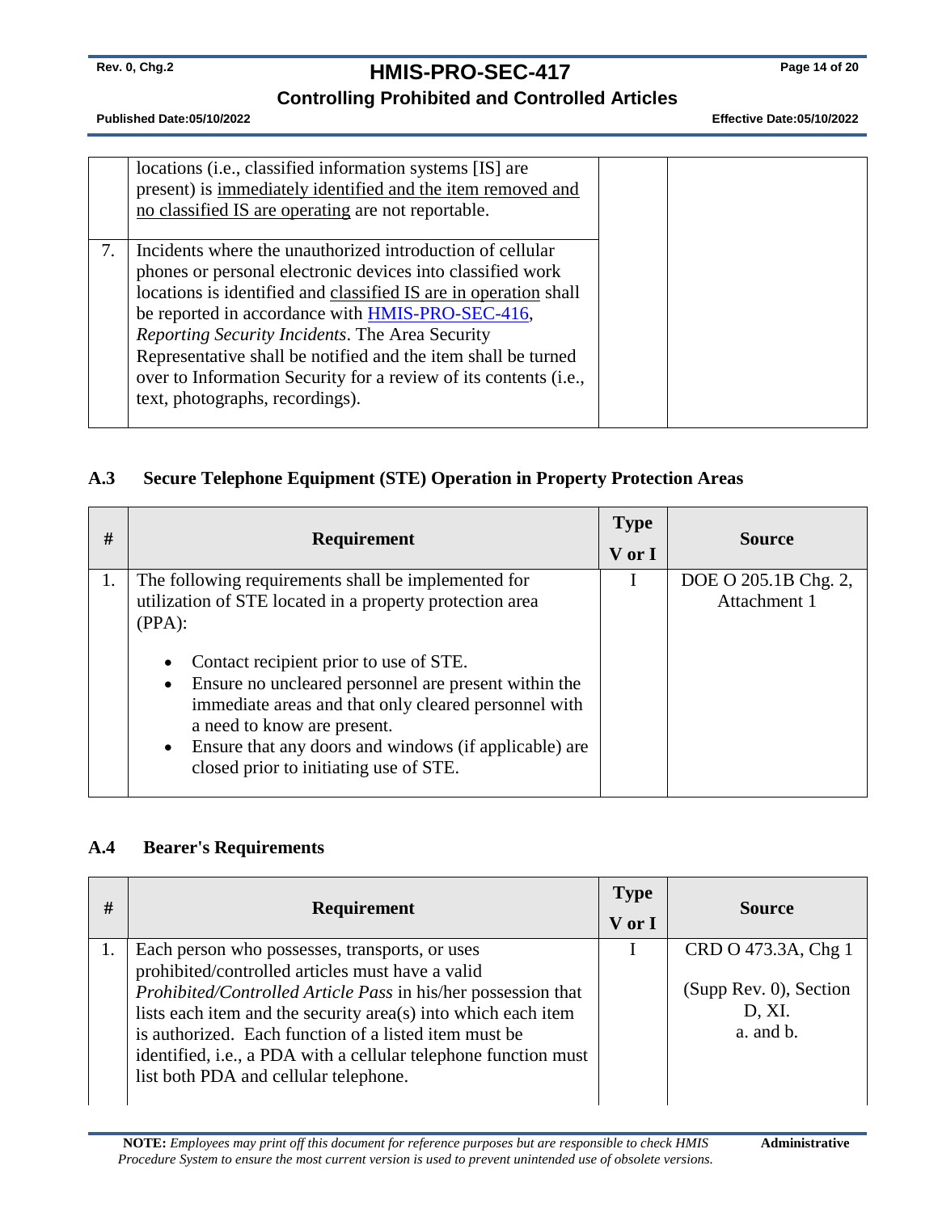| | | | |
|---|---|---|---|
| | locations (i.e., classified information systems [IS] are present) is immediately identified and the item removed and no classified IS are operating are not reportable. | | |
| 7. | Incidents where the unauthorized introduction of cellular phones or personal electronic devices into classified work locations is identified and classified IS are in operation shall be reported in accordance with HMIS-PRO-SEC-416, *Reporting Security Incidents*. The Area Security Representative shall be notified and the item shall be turned over to Information Security for a review of its contents (i.e., text, photographs, recordings). | | |

### A.3 Secure Telephone Equipment (STE) Operation in Property Protection Areas

| # | Requirement | Type V or I | Source |
|---|---|---|---|
| 1. | The following requirements shall be implemented for utilization of STE located in a property protection area (PPA):<br><br>• Contact recipient prior to use of STE.<br>• Ensure no uncleared personnel are present within the immediate areas and that only cleared personnel with a need to know are present.<br>• Ensure that any doors and windows (if applicable) are closed prior to initiating use of STE. | I | DOE O 205.1B Chg. 2, Attachment 1 |

### A.4 Bearer's Requirements

| # | Requirement | Type V or I | Source |
|---|---|---|---|
| 1. | Each person who possesses, transports, or uses prohibited/controlled articles must have a valid *Prohibited/Controlled Article Pass* in his/her possession that lists each item and the security area(s) into which each item is authorized. Each function of a listed item must be identified, i.e., a PDA with a cellular telephone function must list both PDA and cellular telephone. | I | CRD O 473.3A, Chg 1 (Supp Rev. 0), Section D, XI. a. and b. |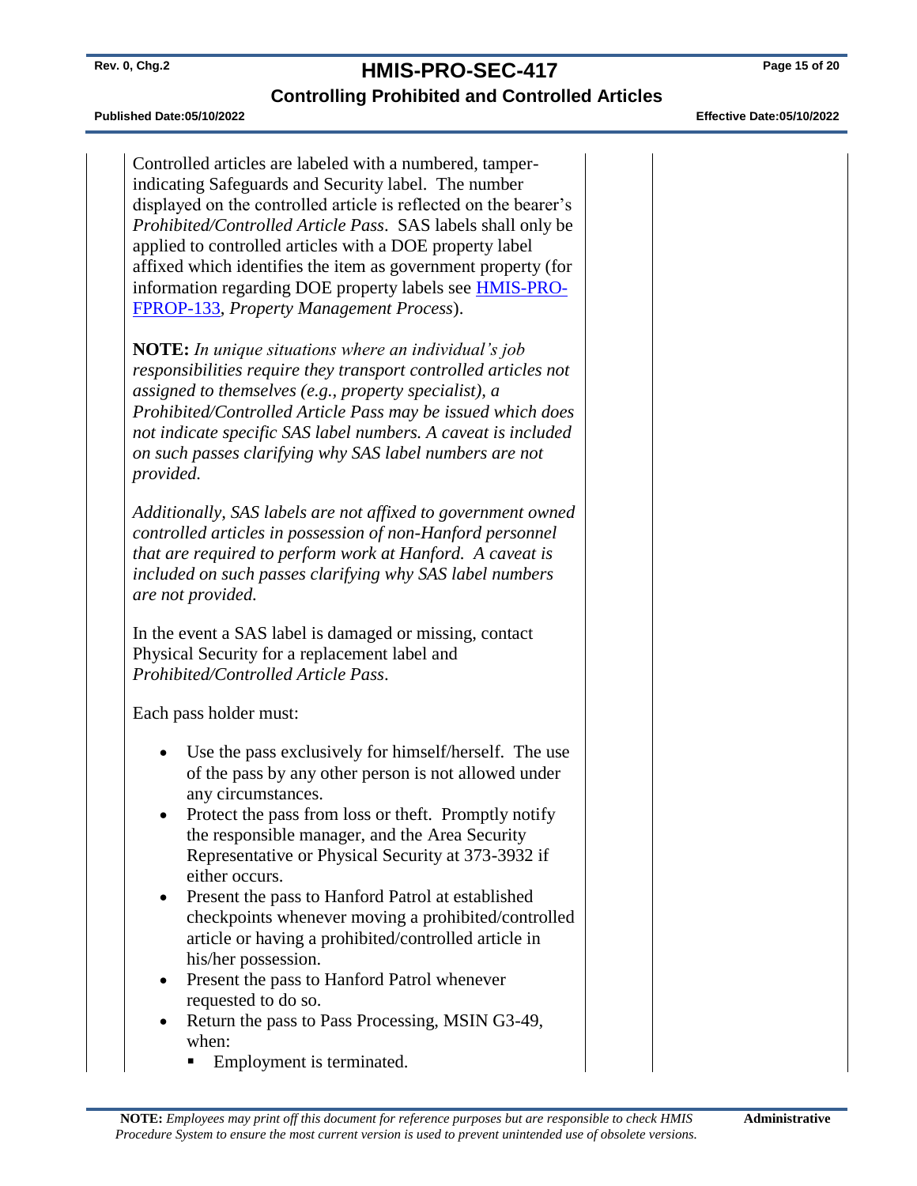Controlled articles are labeled with a numbered, tamper-indicating Safeguards and Security label. The number displayed on the controlled article is reflected on the bearer's *Prohibited/Controlled Article Pass*. SAS labels shall only be applied to controlled articles with a DOE property label affixed which identifies the item as government property (for information regarding DOE property labels see [HMIS-PRO-FPROP-133](HMIS-PRO-FPROP-133), *Property Management Process*).

**NOTE:** *In unique situations where an individual's job responsibilities require they transport controlled articles not assigned to themselves (e.g., property specialist), a Prohibited/Controlled Article Pass may be issued which does not indicate specific SAS label numbers. A caveat is included on such passes clarifying why SAS label numbers are not provided.*

*Additionally, SAS labels are not affixed to government owned controlled articles in possession of non-Hanford personnel that are required to perform work at Hanford. A caveat is included on such passes clarifying why SAS label numbers are not provided.*

In the event a SAS label is damaged or missing, contact Physical Security for a replacement label and *Prohibited/Controlled Article Pass*.

Each pass holder must:

- Use the pass exclusively for himself/herself. The use of the pass by any other person is not allowed under any circumstances.
- Protect the pass from loss or theft. Promptly notify the responsible manager, and the Area Security Representative or Physical Security at 373-3932 if either occurs.
- Present the pass to Hanford Patrol at established checkpoints whenever moving a prohibited/controlled article or having a prohibited/controlled article in his/her possession.
- Present the pass to Hanford Patrol whenever requested to do so.
- Return the pass to Pass Processing, MSIN G3-49, when:
  - Employment is terminated.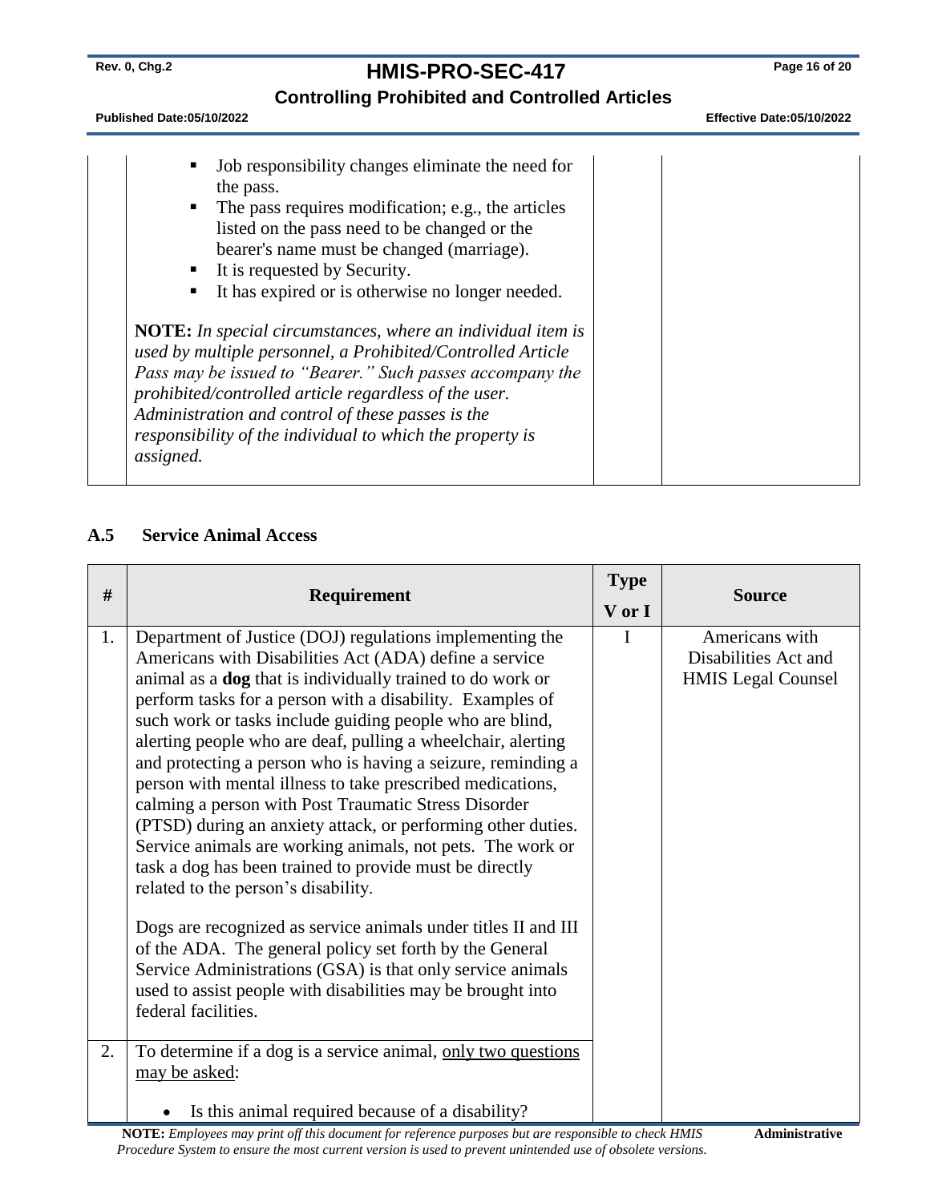| # | Requirement | Type V or I | Source |
|---|---|---|---|
| | ▪ Job responsibility changes eliminate the need for the pass.<br>▪ The pass requires modification; e.g., the articles listed on the pass need to be changed or the bearer's name must be changed (marriage).<br>▪ It is requested by Security.<br>▪ It has expired or is otherwise no longer needed.<br><br>**NOTE:** *In special circumstances, where an individual item is used by multiple personnel, a Prohibited/Controlled Article Pass may be issued to "Bearer." Such passes accompany the prohibited/controlled article regardless of the user. Administration and control of these passes is the responsibility of the individual to which the property is assigned.* | | |

### A.5 Service Animal Access

| # | Requirement | Type V or I | Source |
|---|---|---|---|
| 1. | Department of Justice (DOJ) regulations implementing the Americans with Disabilities Act (ADA) define a service animal as a **dog** that is individually trained to do work or perform tasks for a person with a disability. Examples of such work or tasks include guiding people who are blind, alerting people who are deaf, pulling a wheelchair, alerting and protecting a person who is having a seizure, reminding a person with mental illness to take prescribed medications, calming a person with Post Traumatic Stress Disorder (PTSD) during an anxiety attack, or performing other duties. Service animals are working animals, not pets. The work or task a dog has been trained to provide must be directly related to the person's disability.<br><br>Dogs are recognized as service animals under titles II and III of the ADA. The general policy set forth by the General Service Administrations (GSA) is that only service animals used to assist people with disabilities may be brought into federal facilities. | I | Americans with Disabilities Act and HMIS Legal Counsel |
| 2. | To determine if a dog is a service animal, <u>only two questions may be asked</u>:<br><br>• Is this animal required because of a disability? | | |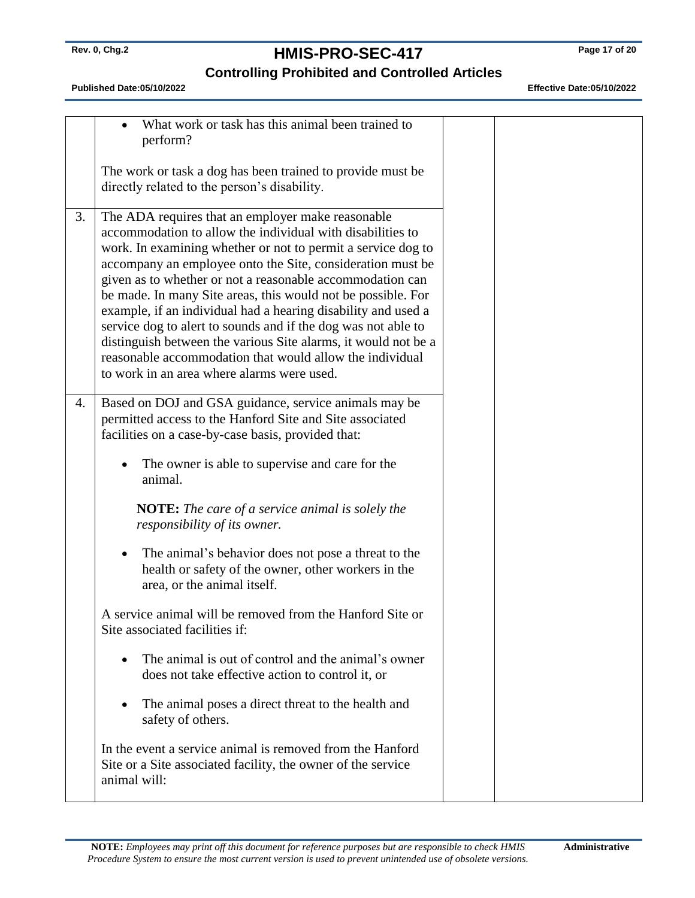| | | | |
|---|---|---|---|
| | • What work or task has this animal been trained to perform?<br><br>The work or task a dog has been trained to provide must be directly related to the person's disability. | | |
| 3. | The ADA requires that an employer make reasonable accommodation to allow the individual with disabilities to work. In examining whether or not to permit a service dog to accompany an employee onto the Site, consideration must be given as to whether or not a reasonable accommodation can be made. In many Site areas, this would not be possible. For example, if an individual had a hearing disability and used a service dog to alert to sounds and if the dog was not able to distinguish between the various Site alarms, it would not be a reasonable accommodation that would allow the individual to work in an area where alarms were used. | | |
| 4. | Based on DOJ and GSA guidance, service animals may be permitted access to the Hanford Site and Site associated facilities on a case-by-case basis, provided that:<br><br>• The owner is able to supervise and care for the animal.<br><br>**NOTE:** *The care of a service animal is solely the responsibility of its owner.*<br><br>• The animal's behavior does not pose a threat to the health or safety of the owner, other workers in the area, or the animal itself.<br><br>A service animal will be removed from the Hanford Site or Site associated facilities if:<br><br>• The animal is out of control and the animal's owner does not take effective action to control it, or<br><br>• The animal poses a direct threat to the health and safety of others.<br><br>In the event a service animal is removed from the Hanford Site or a Site associated facility, the owner of the service animal will: | | |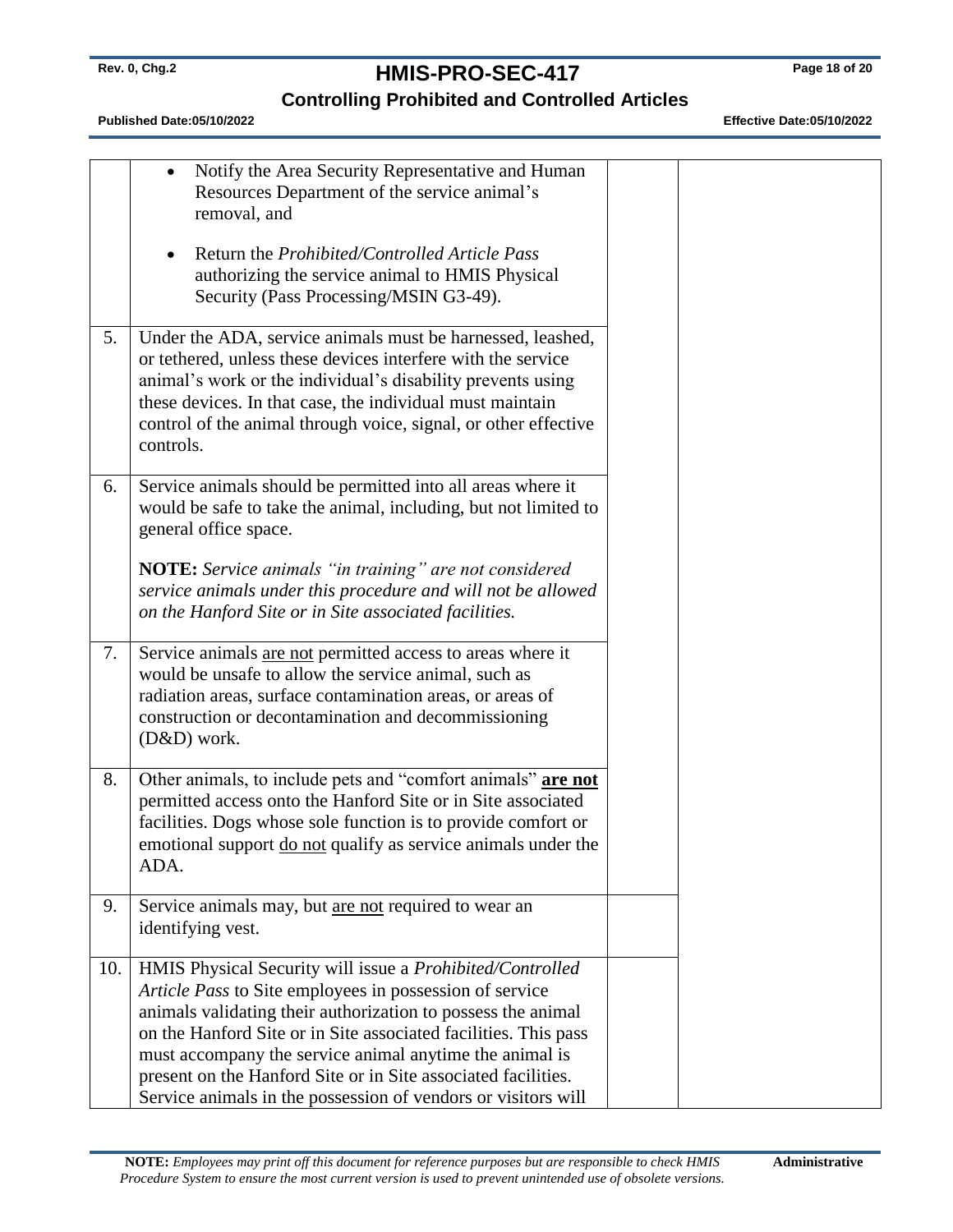| | | | |
|---|---|---|---|
| | • Notify the Area Security Representative and Human Resources Department of the service animal's removal, and<br><br>• Return the *Prohibited/Controlled Article Pass* authorizing the service animal to HMIS Physical Security (Pass Processing/MSIN G3-49). | | |
| 5. | Under the ADA, service animals must be harnessed, leashed, or tethered, unless these devices interfere with the service animal's work or the individual's disability prevents using these devices. In that case, the individual must maintain control of the animal through voice, signal, or other effective controls. | | |
| 6. | Service animals should be permitted into all areas where it would be safe to take the animal, including, but not limited to general office space.<br><br>**NOTE:** *Service animals "in training" are not considered service animals under this procedure and will not be allowed on the Hanford Site or in Site associated facilities.* | | |
| 7. | Service animals <u>are not</u> permitted access to areas where it would be unsafe to allow the service animal, such as radiation areas, surface contamination areas, or areas of construction or decontamination and decommissioning (D&D) work. | | |
| 8. | Other animals, to include pets and "comfort animals" <u>**are not**</u> permitted access onto the Hanford Site or in Site associated facilities. Dogs whose sole function is to provide comfort or emotional support <u>do not</u> qualify as service animals under the ADA. | | |
| 9. | Service animals may, but <u>are not</u> required to wear an identifying vest. | | |
| 10. | HMIS Physical Security will issue a *Prohibited/Controlled Article Pass* to Site employees in possession of service animals validating their authorization to possess the animal on the Hanford Site or in Site associated facilities. This pass must accompany the service animal anytime the animal is present on the Hanford Site or in Site associated facilities. Service animals in the possession of vendors or visitors will | | |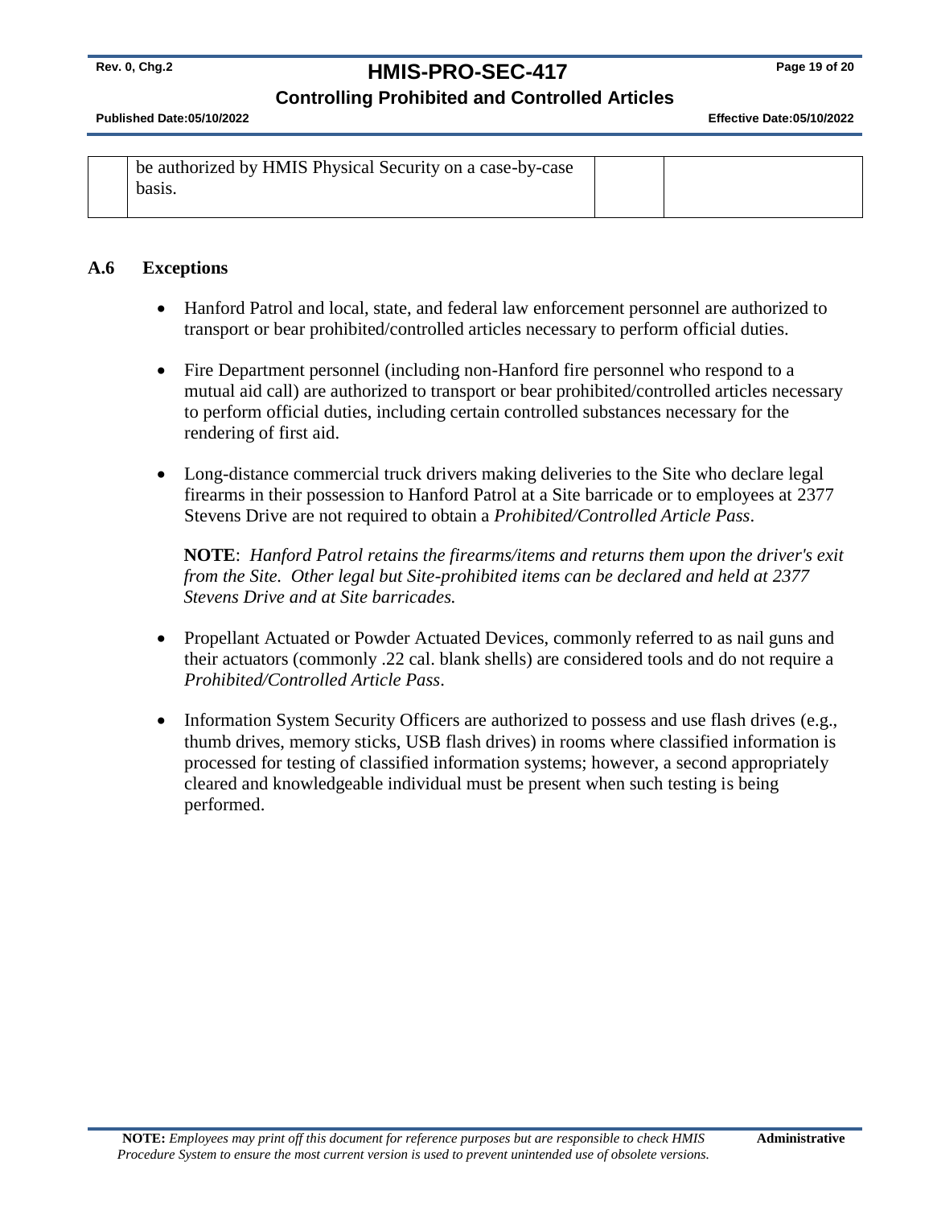|  | be authorized by HMIS Physical Security on a case-by-case basis. |  |  |
|---|---|---|---|

## A.6 Exceptions

- Hanford Patrol and local, state, and federal law enforcement personnel are authorized to transport or bear prohibited/controlled articles necessary to perform official duties.

- Fire Department personnel (including non-Hanford fire personnel who respond to a mutual aid call) are authorized to transport or bear prohibited/controlled articles necessary to perform official duties, including certain controlled substances necessary for the rendering of first aid.

- Long-distance commercial truck drivers making deliveries to the Site who declare legal firearms in their possession to Hanford Patrol at a Site barricade or to employees at 2377 Stevens Drive are not required to obtain a *Prohibited/Controlled Article Pass*.

  **NOTE**: *Hanford Patrol retains the firearms/items and returns them upon the driver's exit from the Site. Other legal but Site-prohibited items can be declared and held at 2377 Stevens Drive and at Site barricades.*

- Propellant Actuated or Powder Actuated Devices, commonly referred to as nail guns and their actuators (commonly .22 cal. blank shells) are considered tools and do not require a *Prohibited/Controlled Article Pass*.

- Information System Security Officers are authorized to possess and use flash drives (e.g., thumb drives, memory sticks, USB flash drives) in rooms where classified information is processed for testing of classified information systems; however, a second appropriately cleared and knowledgeable individual must be present when such testing is being performed.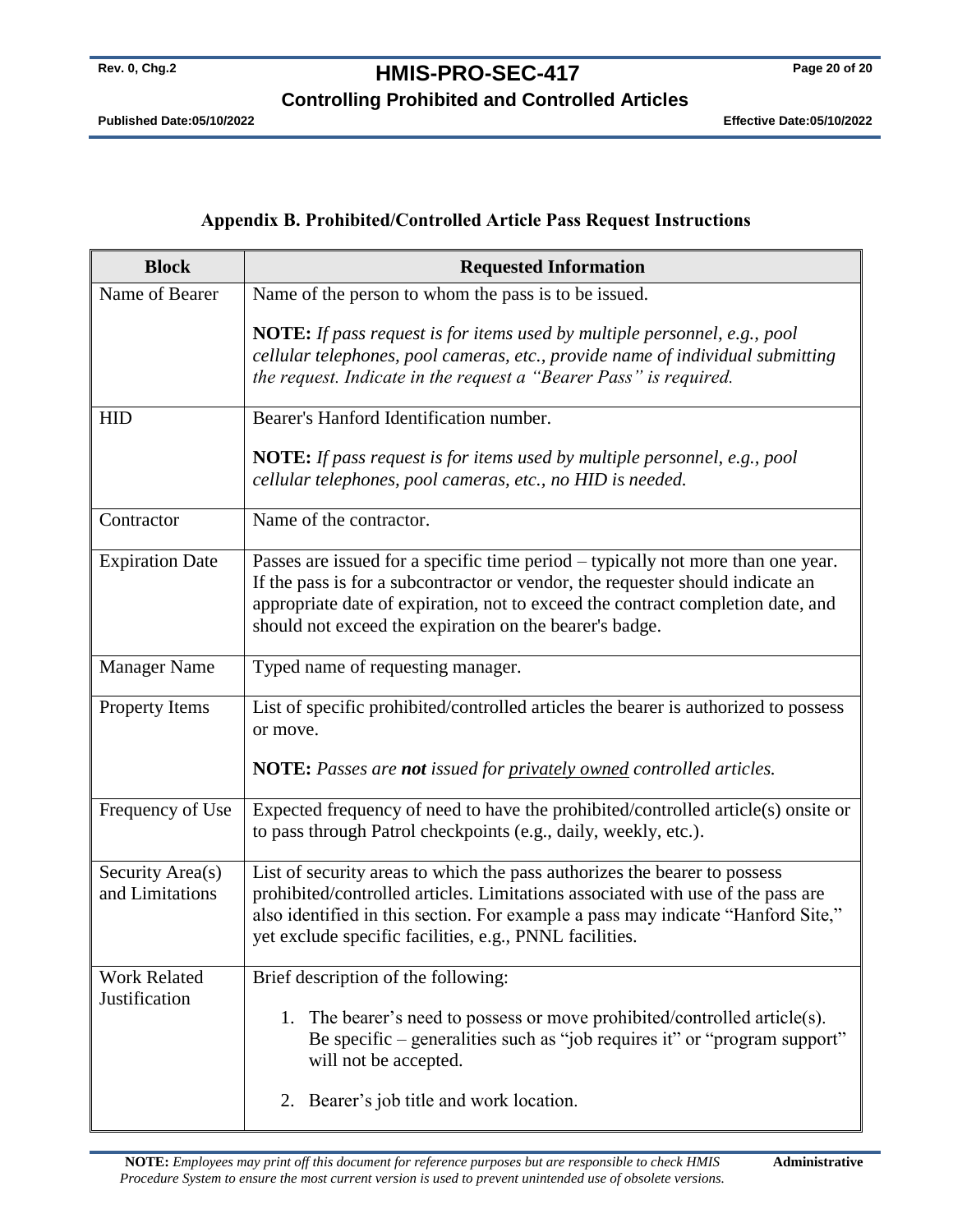## Appendix B. Prohibited/Controlled Article Pass Request Instructions

| Block | Requested Information |
|---|---|
| Name of Bearer | Name of the person to whom the pass is to be issued.<br><br>**NOTE:** *If pass request is for items used by multiple personnel, e.g., pool cellular telephones, pool cameras, etc., provide name of individual submitting the request. Indicate in the request a "Bearer Pass" is required.* |
| HID | Bearer's Hanford Identification number.<br><br>**NOTE:** *If pass request is for items used by multiple personnel, e.g., pool cellular telephones, pool cameras, etc., no HID is needed.* |
| Contractor | Name of the contractor. |
| Expiration Date | Passes are issued for a specific time period – typically not more than one year. If the pass is for a subcontractor or vendor, the requester should indicate an appropriate date of expiration, not to exceed the contract completion date, and should not exceed the expiration on the bearer's badge. |
| Manager Name | Typed name of requesting manager. |
| Property Items | List of specific prohibited/controlled articles the bearer is authorized to possess or move.<br><br>**NOTE:** *Passes are **not** issued for <u>privately owned</u> controlled articles.* |
| Frequency of Use | Expected frequency of need to have the prohibited/controlled article(s) onsite or to pass through Patrol checkpoints (e.g., daily, weekly, etc.). |
| Security Area(s) and Limitations | List of security areas to which the pass authorizes the bearer to possess prohibited/controlled articles. Limitations associated with use of the pass are also identified in this section. For example a pass may indicate "Hanford Site," yet exclude specific facilities, e.g., PNNL facilities. |
| Work Related Justification | Brief description of the following:<br><br>1. The bearer's need to possess or move prohibited/controlled article(s). Be specific – generalities such as "job requires it" or "program support" will not be accepted.<br><br>2. Bearer's job title and work location. |